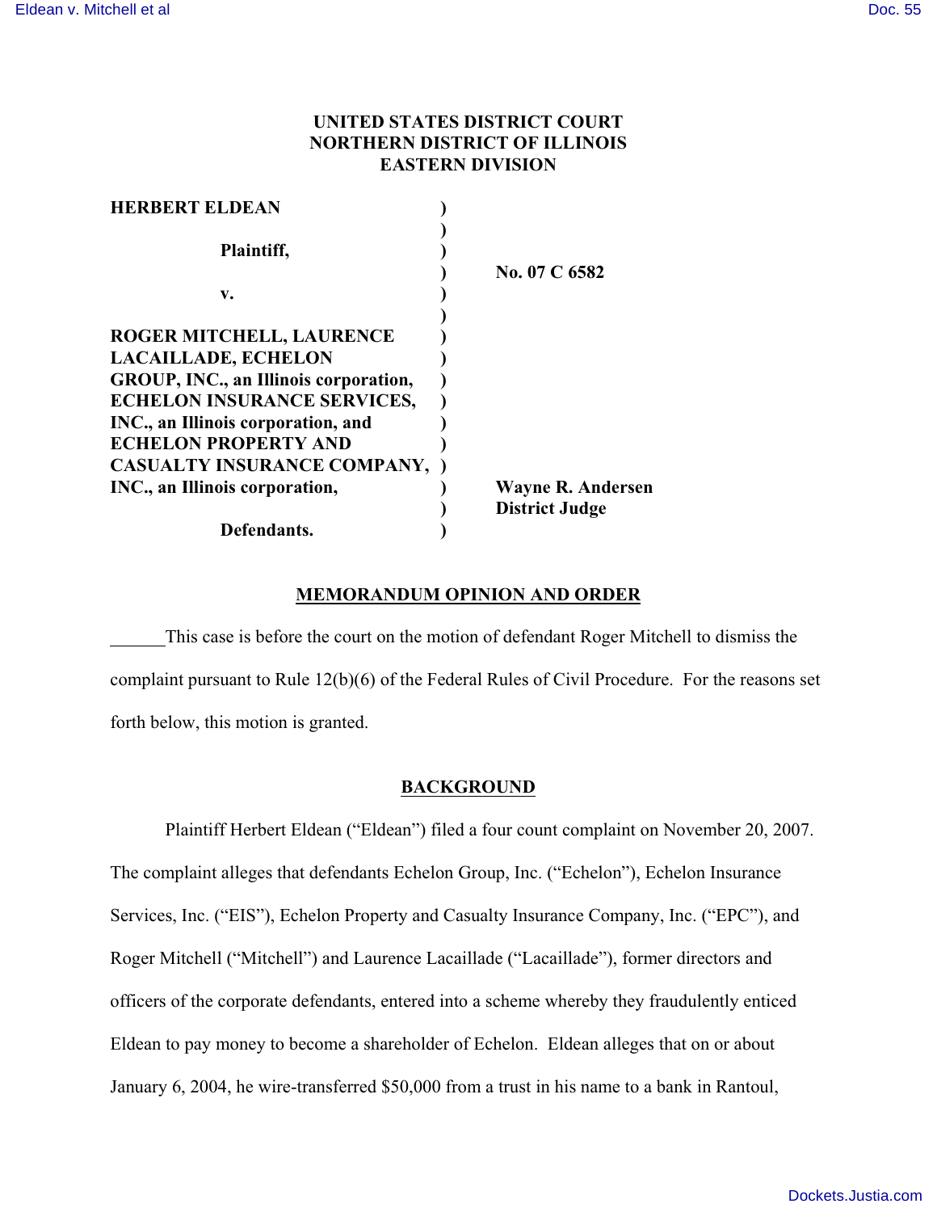**UNITED STATES DISTRICT COURT**
**NORTHERN DISTRICT OF ILLINOIS**
**EASTERN DIVISION**

| | | |
|---|---|---|
| **HERBERT ELDEAN** | ) | |
| | ) | |
| **Plaintiff,** | ) | |
| | ) | **No. 07 C 6582** |
| **v.** | ) | |
| | ) | |
| **ROGER MITCHELL, LAURENCE LACAILLADE, ECHELON GROUP, INC., an Illinois corporation, ECHELON INSURANCE SERVICES, INC., an Illinois corporation, and ECHELON PROPERTY AND CASUALTY INSURANCE COMPANY, INC., an Illinois corporation,** | ) | **Wayne R. Andersen** |
| | ) | **District Judge** |
| **Defendants.** | ) | |

## MEMORANDUM OPINION AND ORDER

This case is before the court on the motion of defendant Roger Mitchell to dismiss the complaint pursuant to Rule 12(b)(6) of the Federal Rules of Civil Procedure. For the reasons set forth below, this motion is granted.

## BACKGROUND

Plaintiff Herbert Eldean ("Eldean") filed a four count complaint on November 20, 2007. The complaint alleges that defendants Echelon Group, Inc. ("Echelon"), Echelon Insurance Services, Inc. ("EIS"), Echelon Property and Casualty Insurance Company, Inc. ("EPC"), and Roger Mitchell ("Mitchell") and Laurence Lacaillade ("Lacaillade"), former directors and officers of the corporate defendants, entered into a scheme whereby they fraudulently enticed Eldean to pay money to become a shareholder of Echelon. Eldean alleges that on or about January 6, 2004, he wire-transferred $50,000 from a trust in his name to a bank in Rantoul,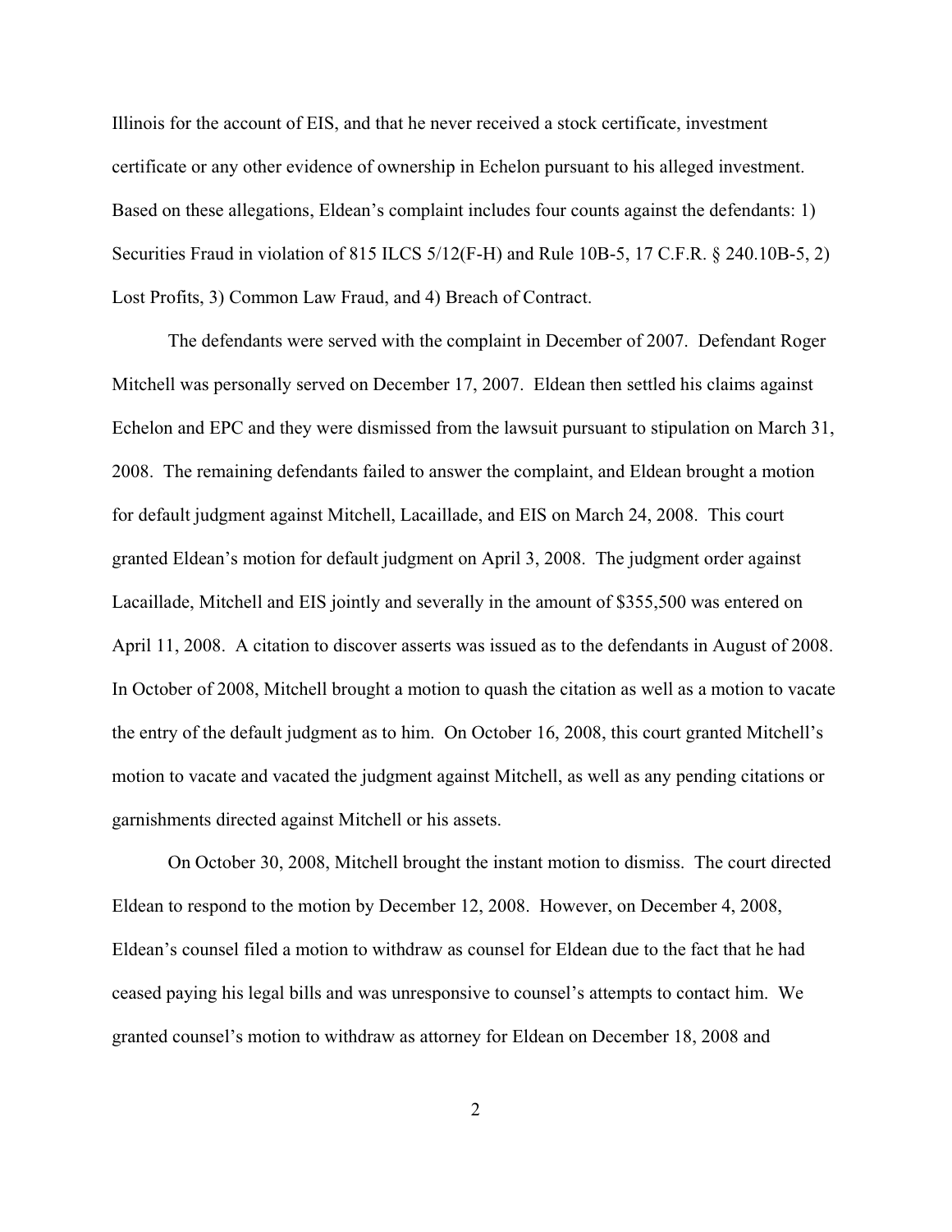Illinois for the account of EIS, and that he never received a stock certificate, investment certificate or any other evidence of ownership in Echelon pursuant to his alleged investment. Based on these allegations, Eldean's complaint includes four counts against the defendants: 1) Securities Fraud in violation of 815 ILCS 5/12(F-H) and Rule 10B-5, 17 C.F.R. § 240.10B-5, 2) Lost Profits, 3) Common Law Fraud, and 4) Breach of Contract.

The defendants were served with the complaint in December of 2007. Defendant Roger Mitchell was personally served on December 17, 2007. Eldean then settled his claims against Echelon and EPC and they were dismissed from the lawsuit pursuant to stipulation on March 31, 2008. The remaining defendants failed to answer the complaint, and Eldean brought a motion for default judgment against Mitchell, Lacaillade, and EIS on March 24, 2008. This court granted Eldean's motion for default judgment on April 3, 2008. The judgment order against Lacaillade, Mitchell and EIS jointly and severally in the amount of $355,500 was entered on April 11, 2008. A citation to discover asserts was issued as to the defendants in August of 2008. In October of 2008, Mitchell brought a motion to quash the citation as well as a motion to vacate the entry of the default judgment as to him. On October 16, 2008, this court granted Mitchell's motion to vacate and vacated the judgment against Mitchell, as well as any pending citations or garnishments directed against Mitchell or his assets.

On October 30, 2008, Mitchell brought the instant motion to dismiss. The court directed Eldean to respond to the motion by December 12, 2008. However, on December 4, 2008, Eldean's counsel filed a motion to withdraw as counsel for Eldean due to the fact that he had ceased paying his legal bills and was unresponsive to counsel's attempts to contact him. We granted counsel's motion to withdraw as attorney for Eldean on December 18, 2008 and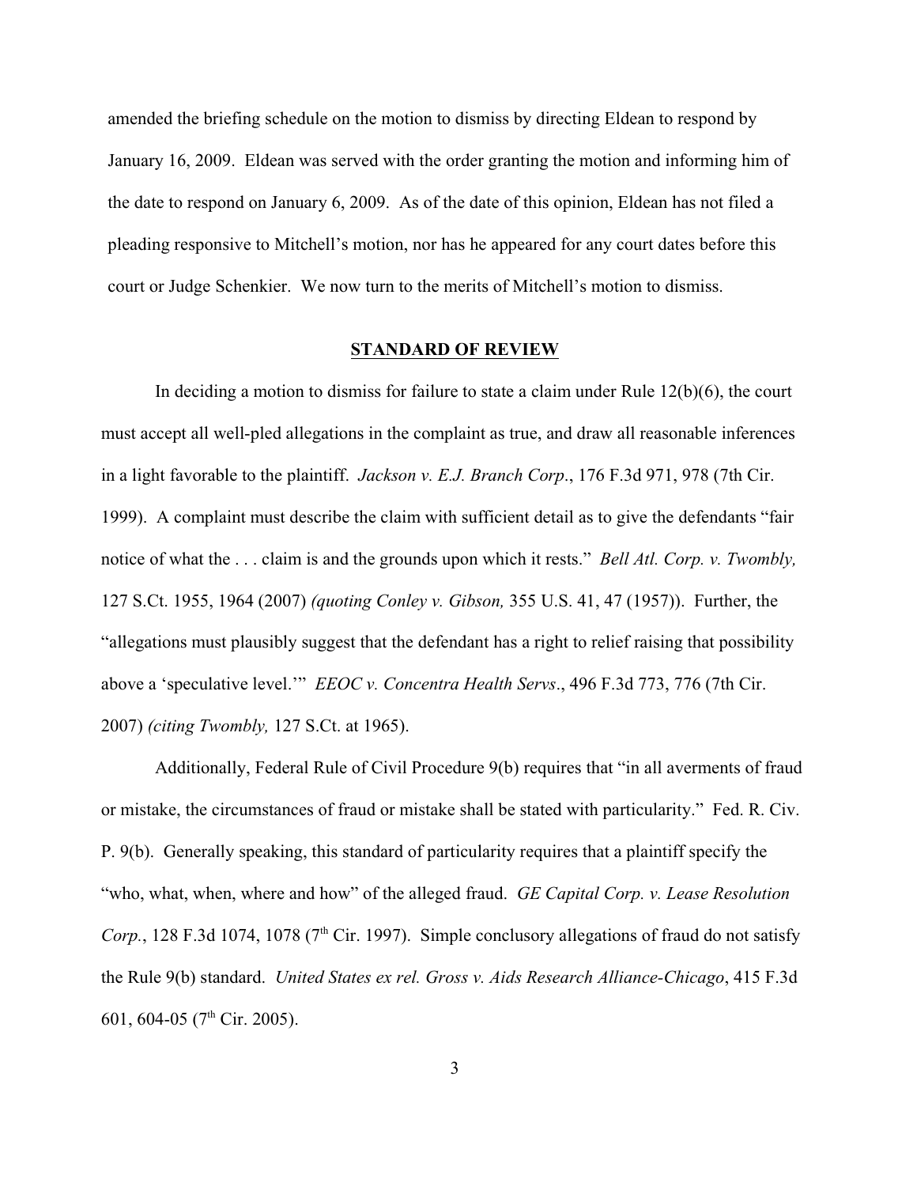amended the briefing schedule on the motion to dismiss by directing Eldean to respond by January 16, 2009. Eldean was served with the order granting the motion and informing him of the date to respond on January 6, 2009. As of the date of this opinion, Eldean has not filed a pleading responsive to Mitchell's motion, nor has he appeared for any court dates before this court or Judge Schenkier. We now turn to the merits of Mitchell's motion to dismiss.

## STANDARD OF REVIEW

In deciding a motion to dismiss for failure to state a claim under Rule 12(b)(6), the court must accept all well-pled allegations in the complaint as true, and draw all reasonable inferences in a light favorable to the plaintiff. *Jackson v. E.J. Branch Corp*., 176 F.3d 971, 978 (7th Cir. 1999). A complaint must describe the claim with sufficient detail as to give the defendants "fair notice of what the . . . claim is and the grounds upon which it rests." *Bell Atl. Corp. v. Twombly,* 127 S.Ct. 1955, 1964 (2007) *(quoting Conley v. Gibson,* 355 U.S. 41, 47 (1957)). Further, the "allegations must plausibly suggest that the defendant has a right to relief raising that possibility above a 'speculative level.'" *EEOC v. Concentra Health Servs*., 496 F.3d 773, 776 (7th Cir. 2007) *(citing Twombly,* 127 S.Ct. at 1965).

Additionally, Federal Rule of Civil Procedure 9(b) requires that "in all averments of fraud or mistake, the circumstances of fraud or mistake shall be stated with particularity." Fed. R. Civ. P. 9(b). Generally speaking, this standard of particularity requires that a plaintiff specify the "who, what, when, where and how" of the alleged fraud. *GE Capital Corp. v. Lease Resolution Corp.*, 128 F.3d 1074, 1078 (7th Cir. 1997). Simple conclusory allegations of fraud do not satisfy the Rule 9(b) standard. *United States ex rel. Gross v. Aids Research Alliance-Chicago*, 415 F.3d 601, 604-05 (7th Cir. 2005).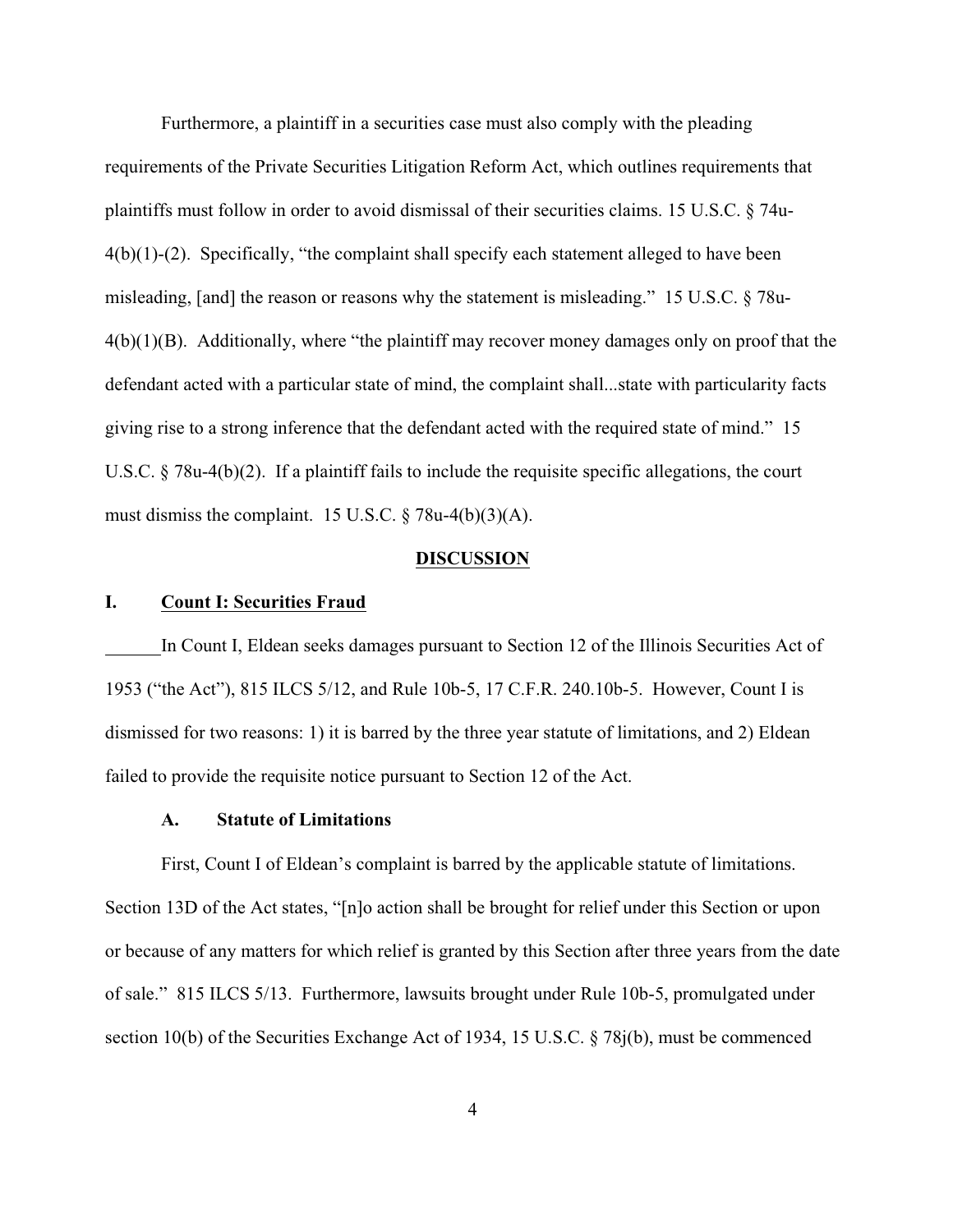Furthermore, a plaintiff in a securities case must also comply with the pleading requirements of the Private Securities Litigation Reform Act, which outlines requirements that plaintiffs must follow in order to avoid dismissal of their securities claims. 15 U.S.C. § 74u-4(b)(1)-(2). Specifically, "the complaint shall specify each statement alleged to have been misleading, [and] the reason or reasons why the statement is misleading." 15 U.S.C. § 78u-4(b)(1)(B). Additionally, where "the plaintiff may recover money damages only on proof that the defendant acted with a particular state of mind, the complaint shall...state with particularity facts giving rise to a strong inference that the defendant acted with the required state of mind." 15 U.S.C. § 78u-4(b)(2). If a plaintiff fails to include the requisite specific allegations, the court must dismiss the complaint. 15 U.S.C. § 78u-4(b)(3)(A).

## DISCUSSION

### I. Count I: Securities Fraud

In Count I, Eldean seeks damages pursuant to Section 12 of the Illinois Securities Act of 1953 ("the Act"), 815 ILCS 5/12, and Rule 10b-5, 17 C.F.R. 240.10b-5. However, Count I is dismissed for two reasons: 1) it is barred by the three year statute of limitations, and 2) Eldean failed to provide the requisite notice pursuant to Section 12 of the Act.

#### A. Statute of Limitations

First, Count I of Eldean's complaint is barred by the applicable statute of limitations. Section 13D of the Act states, "[n]o action shall be brought for relief under this Section or upon or because of any matters for which relief is granted by this Section after three years from the date of sale." 815 ILCS 5/13. Furthermore, lawsuits brought under Rule 10b-5, promulgated under section 10(b) of the Securities Exchange Act of 1934, 15 U.S.C. § 78j(b), must be commenced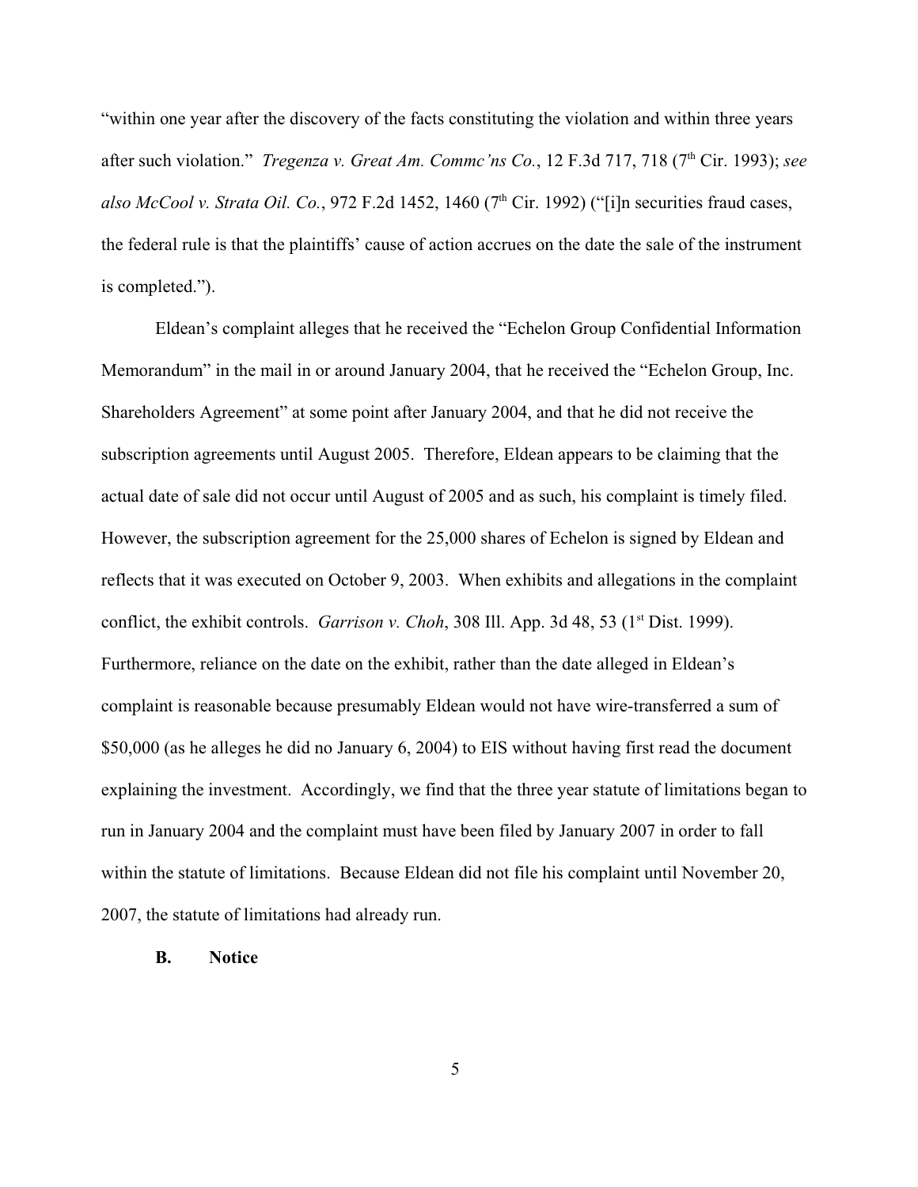"within one year after the discovery of the facts constituting the violation and within three years after such violation." *Tregenza v. Great Am. Commc'ns Co.*, 12 F.3d 717, 718 (7th Cir. 1993); *see also McCool v. Strata Oil. Co.*, 972 F.2d 1452, 1460 (7th Cir. 1992) ("[i]n securities fraud cases, the federal rule is that the plaintiffs' cause of action accrues on the date the sale of the instrument is completed.").

Eldean's complaint alleges that he received the "Echelon Group Confidential Information Memorandum" in the mail in or around January 2004, that he received the "Echelon Group, Inc. Shareholders Agreement" at some point after January 2004, and that he did not receive the subscription agreements until August 2005. Therefore, Eldean appears to be claiming that the actual date of sale did not occur until August of 2005 and as such, his complaint is timely filed. However, the subscription agreement for the 25,000 shares of Echelon is signed by Eldean and reflects that it was executed on October 9, 2003. When exhibits and allegations in the complaint conflict, the exhibit controls. *Garrison v. Choh*, 308 Ill. App. 3d 48, 53 (1st Dist. 1999). Furthermore, reliance on the date on the exhibit, rather than the date alleged in Eldean's complaint is reasonable because presumably Eldean would not have wire-transferred a sum of $50,000 (as he alleges he did no January 6, 2004) to EIS without having first read the document explaining the investment. Accordingly, we find that the three year statute of limitations began to run in January 2004 and the complaint must have been filed by January 2007 in order to fall within the statute of limitations. Because Eldean did not file his complaint until November 20, 2007, the statute of limitations had already run.

**B. Notice**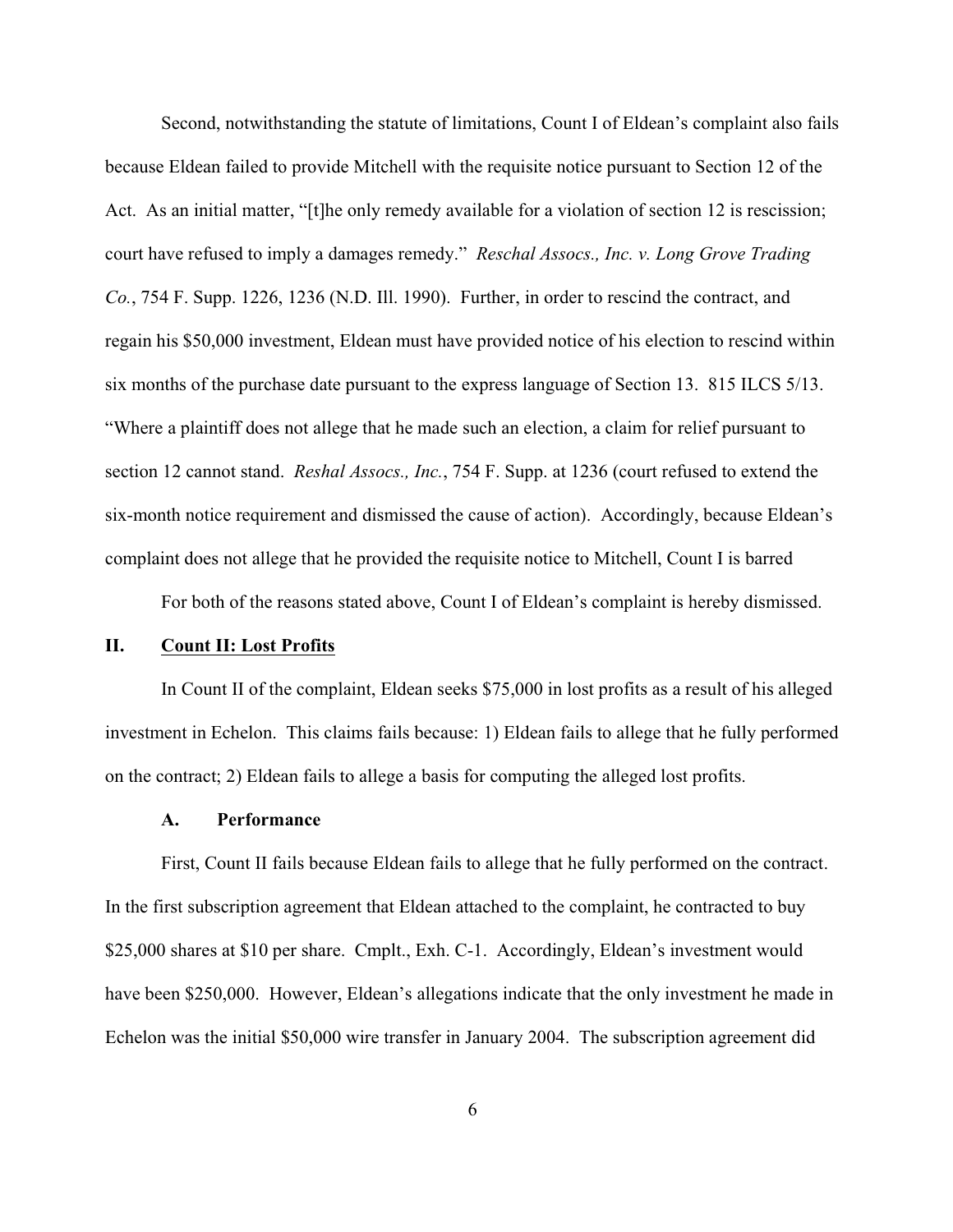Second, notwithstanding the statute of limitations, Count I of Eldean's complaint also fails because Eldean failed to provide Mitchell with the requisite notice pursuant to Section 12 of the Act. As an initial matter, "[t]he only remedy available for a violation of section 12 is rescission; court have refused to imply a damages remedy." *Reschal Assocs., Inc. v. Long Grove Trading Co.*, 754 F. Supp. 1226, 1236 (N.D. Ill. 1990). Further, in order to rescind the contract, and regain his $50,000 investment, Eldean must have provided notice of his election to rescind within six months of the purchase date pursuant to the express language of Section 13. 815 ILCS 5/13. "Where a plaintiff does not allege that he made such an election, a claim for relief pursuant to section 12 cannot stand. *Reshal Assocs., Inc.*, 754 F. Supp. at 1236 (court refused to extend the six-month notice requirement and dismissed the cause of action). Accordingly, because Eldean's complaint does not allege that he provided the requisite notice to Mitchell, Count I is barred

For both of the reasons stated above, Count I of Eldean's complaint is hereby dismissed.

## II. Count II: Lost Profits

In Count II of the complaint, Eldean seeks $75,000 in lost profits as a result of his alleged investment in Echelon. This claims fails because: 1) Eldean fails to allege that he fully performed on the contract; 2) Eldean fails to allege a basis for computing the alleged lost profits.

### A. Performance

First, Count II fails because Eldean fails to allege that he fully performed on the contract. In the first subscription agreement that Eldean attached to the complaint, he contracted to buy $25,000 shares at $10 per share. Cmplt., Exh. C-1. Accordingly, Eldean's investment would have been $250,000. However, Eldean's allegations indicate that the only investment he made in Echelon was the initial $50,000 wire transfer in January 2004. The subscription agreement did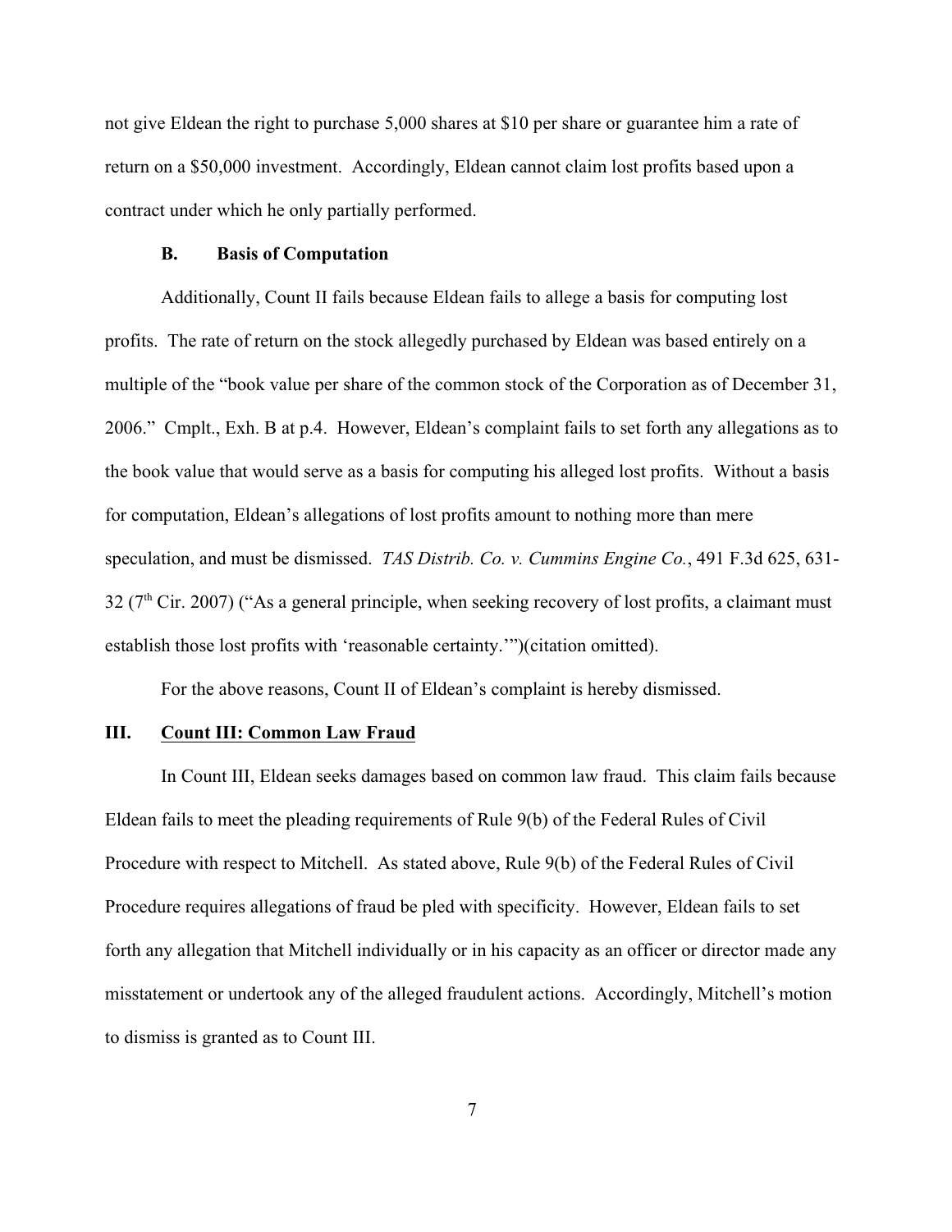not give Eldean the right to purchase 5,000 shares at $10 per share or guarantee him a rate of return on a $50,000 investment. Accordingly, Eldean cannot claim lost profits based upon a contract under which he only partially performed.

### B. Basis of Computation

Additionally, Count II fails because Eldean fails to allege a basis for computing lost profits. The rate of return on the stock allegedly purchased by Eldean was based entirely on a multiple of the "book value per share of the common stock of the Corporation as of December 31, 2006." Cmplt., Exh. B at p.4. However, Eldean's complaint fails to set forth any allegations as to the book value that would serve as a basis for computing his alleged lost profits. Without a basis for computation, Eldean's allegations of lost profits amount to nothing more than mere speculation, and must be dismissed. *TAS Distrib. Co. v. Cummins Engine Co.*, 491 F.3d 625, 631-32 (7th Cir. 2007) ("As a general principle, when seeking recovery of lost profits, a claimant must establish those lost profits with 'reasonable certainty.'")(citation omitted).

For the above reasons, Count II of Eldean's complaint is hereby dismissed.

## III. Count III: Common Law Fraud

In Count III, Eldean seeks damages based on common law fraud. This claim fails because Eldean fails to meet the pleading requirements of Rule 9(b) of the Federal Rules of Civil Procedure with respect to Mitchell. As stated above, Rule 9(b) of the Federal Rules of Civil Procedure requires allegations of fraud be pled with specificity. However, Eldean fails to set forth any allegation that Mitchell individually or in his capacity as an officer or director made any misstatement or undertook any of the alleged fraudulent actions. Accordingly, Mitchell's motion to dismiss is granted as to Count III.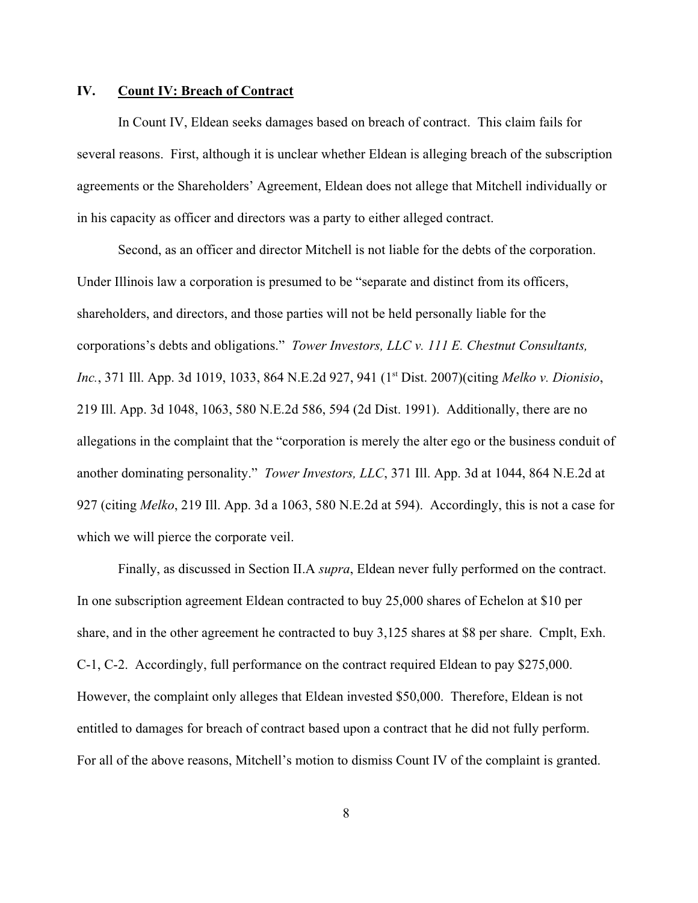## IV. Count IV: Breach of Contract

In Count IV, Eldean seeks damages based on breach of contract. This claim fails for several reasons. First, although it is unclear whether Eldean is alleging breach of the subscription agreements or the Shareholders' Agreement, Eldean does not allege that Mitchell individually or in his capacity as officer and directors was a party to either alleged contract.

Second, as an officer and director Mitchell is not liable for the debts of the corporation. Under Illinois law a corporation is presumed to be "separate and distinct from its officers, shareholders, and directors, and those parties will not be held personally liable for the corporations's debts and obligations." *Tower Investors, LLC v. 111 E. Chestnut Consultants, Inc.*, 371 Ill. App. 3d 1019, 1033, 864 N.E.2d 927, 941 (1st Dist. 2007)(citing *Melko v. Dionisio*, 219 Ill. App. 3d 1048, 1063, 580 N.E.2d 586, 594 (2d Dist. 1991). Additionally, there are no allegations in the complaint that the "corporation is merely the alter ego or the business conduit of another dominating personality." *Tower Investors, LLC*, 371 Ill. App. 3d at 1044, 864 N.E.2d at 927 (citing *Melko*, 219 Ill. App. 3d a 1063, 580 N.E.2d at 594). Accordingly, this is not a case for which we will pierce the corporate veil.

Finally, as discussed in Section II.A *supra*, Eldean never fully performed on the contract. In one subscription agreement Eldean contracted to buy 25,000 shares of Echelon at $10 per share, and in the other agreement he contracted to buy 3,125 shares at $8 per share. Cmplt, Exh. C-1, C-2. Accordingly, full performance on the contract required Eldean to pay $275,000. However, the complaint only alleges that Eldean invested $50,000. Therefore, Eldean is not entitled to damages for breach of contract based upon a contract that he did not fully perform. For all of the above reasons, Mitchell's motion to dismiss Count IV of the complaint is granted.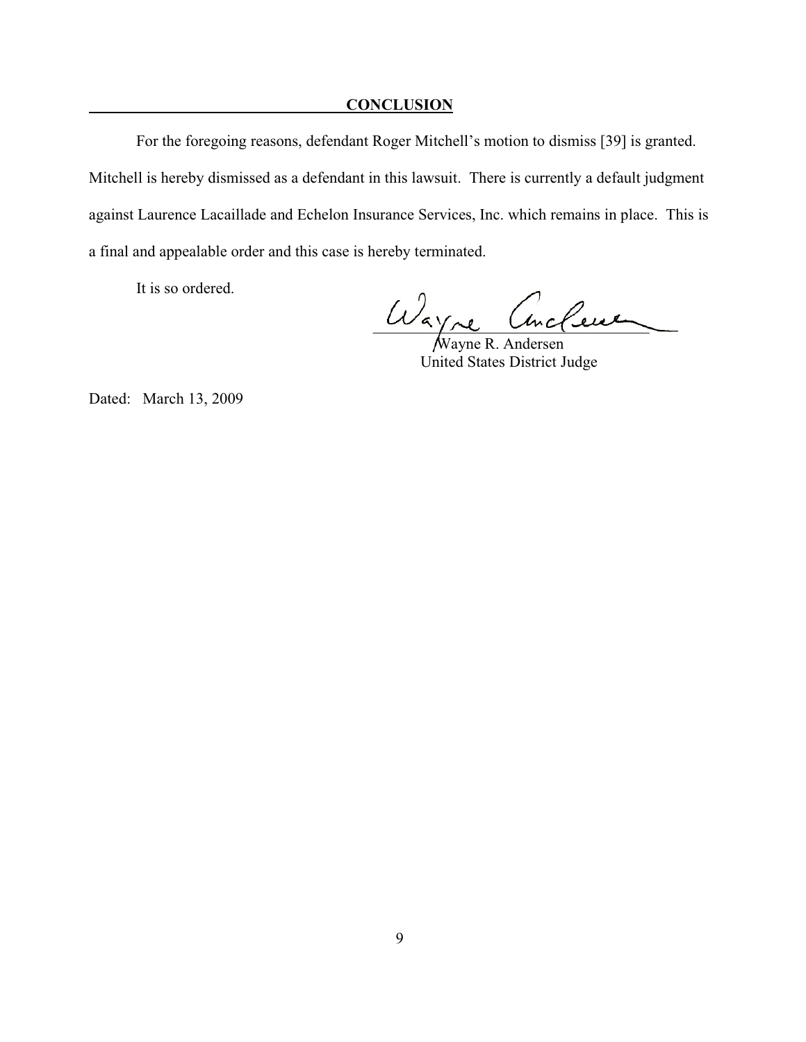## CONCLUSION

For the foregoing reasons, defendant Roger Mitchell's motion to dismiss [39] is granted. Mitchell is hereby dismissed as a defendant in this lawsuit. There is currently a default judgment against Laurence Lacaillade and Echelon Insurance Services, Inc. which remains in place. This is a final and appealable order and this case is hereby terminated.

It is so ordered.

Wayne R. Andersen
United States District Judge

Dated: March 13, 2009